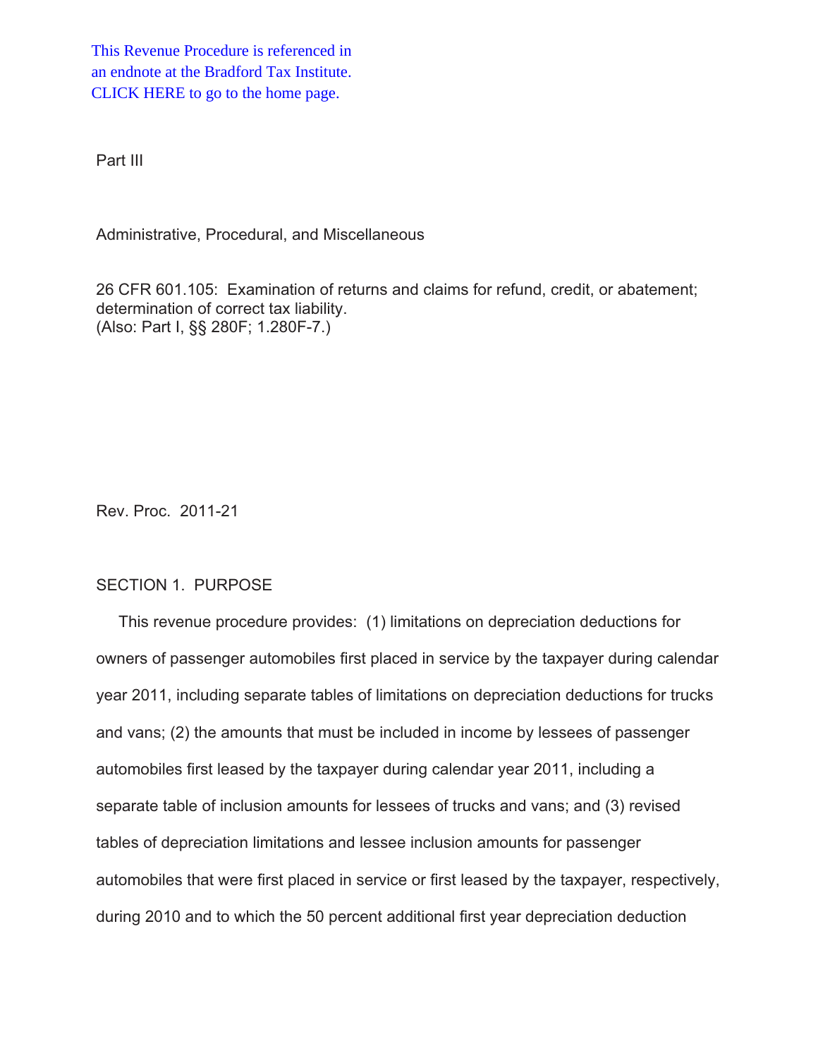This Revenue Procedure is referenced in an endnote at the Bradford Tax Institute. CLICK HERE to go to the home page.

Part III

Administrative, Procedural, and Miscellaneous

26 CFR 601.105: Examination of returns and claims for refund, credit, or abatement; determination of correct tax liability.
(Also: Part I, §§ 280F; 1.280F-7.)

Rev. Proc. 2011-21

## SECTION 1. PURPOSE

This revenue procedure provides: (1) limitations on depreciation deductions for owners of passenger automobiles first placed in service by the taxpayer during calendar year 2011, including separate tables of limitations on depreciation deductions for trucks and vans; (2) the amounts that must be included in income by lessees of passenger automobiles first leased by the taxpayer during calendar year 2011, including a separate table of inclusion amounts for lessees of trucks and vans; and (3) revised tables of depreciation limitations and lessee inclusion amounts for passenger automobiles that were first placed in service or first leased by the taxpayer, respectively, during 2010 and to which the 50 percent additional first year depreciation deduction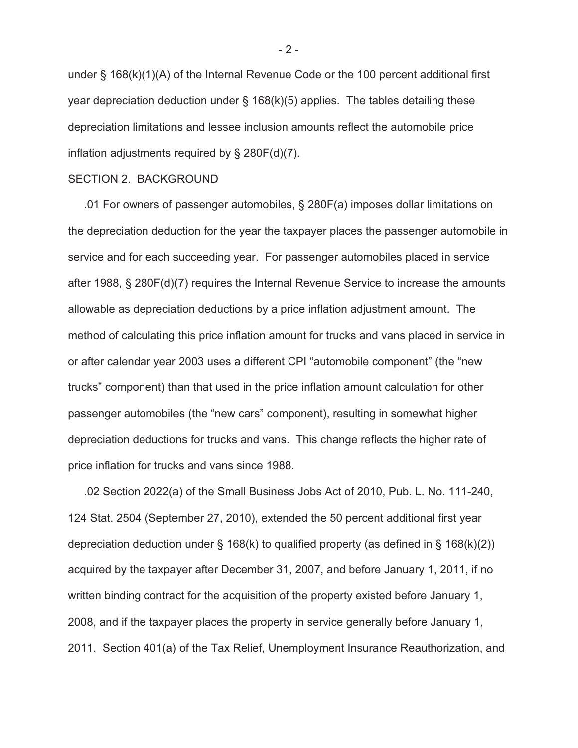under § 168(k)(1)(A) of the Internal Revenue Code or the 100 percent additional first year depreciation deduction under § 168(k)(5) applies. The tables detailing these depreciation limitations and lessee inclusion amounts reflect the automobile price inflation adjustments required by § 280F(d)(7).

SECTION 2. BACKGROUND

.01 For owners of passenger automobiles, § 280F(a) imposes dollar limitations on the depreciation deduction for the year the taxpayer places the passenger automobile in service and for each succeeding year. For passenger automobiles placed in service after 1988, § 280F(d)(7) requires the Internal Revenue Service to increase the amounts allowable as depreciation deductions by a price inflation adjustment amount. The method of calculating this price inflation amount for trucks and vans placed in service in or after calendar year 2003 uses a different CPI "automobile component" (the "new trucks" component) than that used in the price inflation amount calculation for other passenger automobiles (the "new cars" component), resulting in somewhat higher depreciation deductions for trucks and vans. This change reflects the higher rate of price inflation for trucks and vans since 1988.

.02 Section 2022(a) of the Small Business Jobs Act of 2010, Pub. L. No. 111-240, 124 Stat. 2504 (September 27, 2010), extended the 50 percent additional first year depreciation deduction under § 168(k) to qualified property (as defined in § 168(k)(2)) acquired by the taxpayer after December 31, 2007, and before January 1, 2011, if no written binding contract for the acquisition of the property existed before January 1, 2008, and if the taxpayer places the property in service generally before January 1, 2011. Section 401(a) of the Tax Relief, Unemployment Insurance Reauthorization, and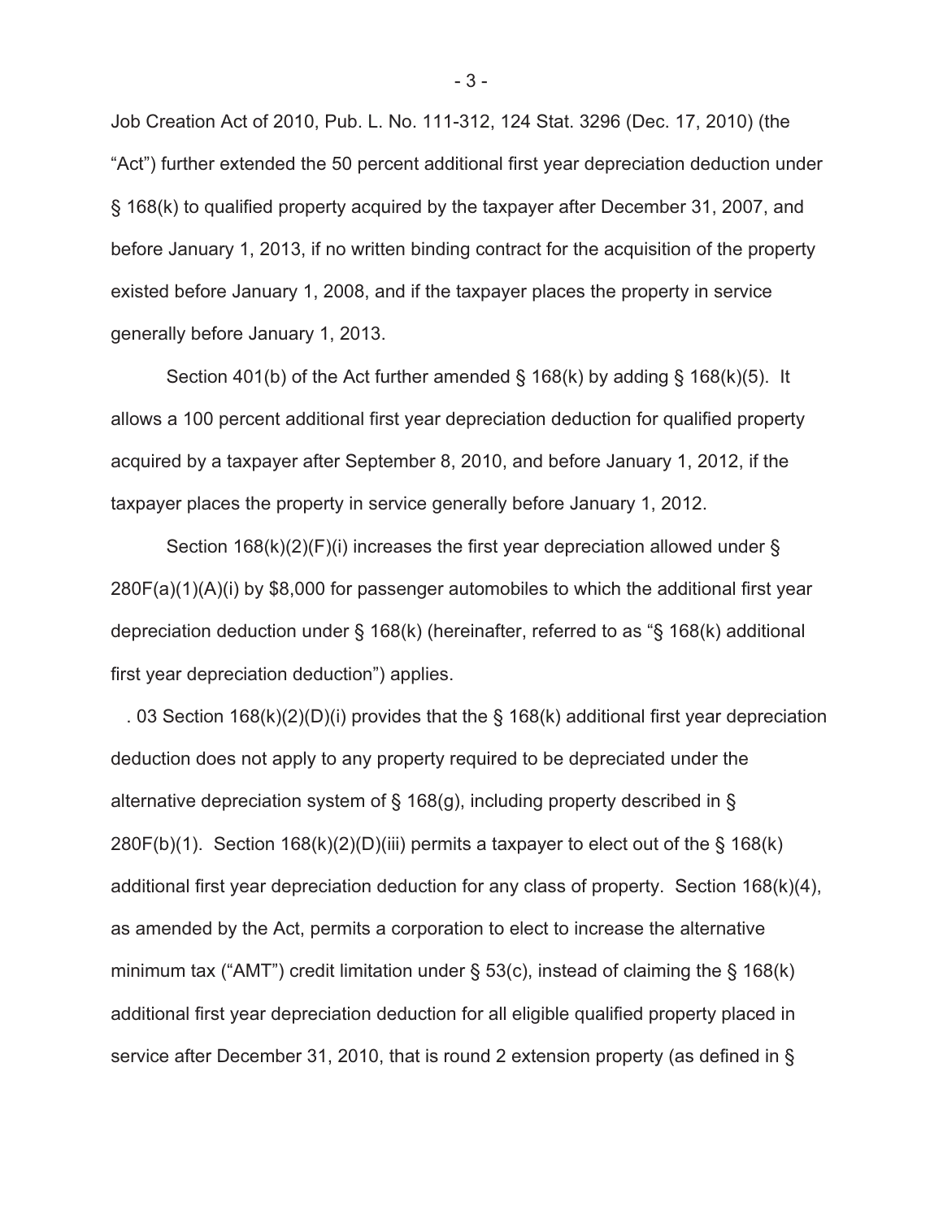Job Creation Act of 2010, Pub. L. No. 111-312, 124 Stat. 3296 (Dec. 17, 2010) (the "Act") further extended the 50 percent additional first year depreciation deduction under § 168(k) to qualified property acquired by the taxpayer after December 31, 2007, and before January 1, 2013, if no written binding contract for the acquisition of the property existed before January 1, 2008, and if the taxpayer places the property in service generally before January 1, 2013.

Section 401(b) of the Act further amended § 168(k) by adding § 168(k)(5). It allows a 100 percent additional first year depreciation deduction for qualified property acquired by a taxpayer after September 8, 2010, and before January 1, 2012, if the taxpayer places the property in service generally before January 1, 2012.

Section 168(k)(2)(F)(i) increases the first year depreciation allowed under § 280F(a)(1)(A)(i) by $8,000 for passenger automobiles to which the additional first year depreciation deduction under § 168(k) (hereinafter, referred to as "§ 168(k) additional first year depreciation deduction") applies.

.03 Section 168(k)(2)(D)(i) provides that the § 168(k) additional first year depreciation deduction does not apply to any property required to be depreciated under the alternative depreciation system of § 168(g), including property described in § 280F(b)(1). Section 168(k)(2)(D)(iii) permits a taxpayer to elect out of the § 168(k) additional first year depreciation deduction for any class of property. Section 168(k)(4), as amended by the Act, permits a corporation to elect to increase the alternative minimum tax ("AMT") credit limitation under § 53(c), instead of claiming the § 168(k) additional first year depreciation deduction for all eligible qualified property placed in service after December 31, 2010, that is round 2 extension property (as defined in §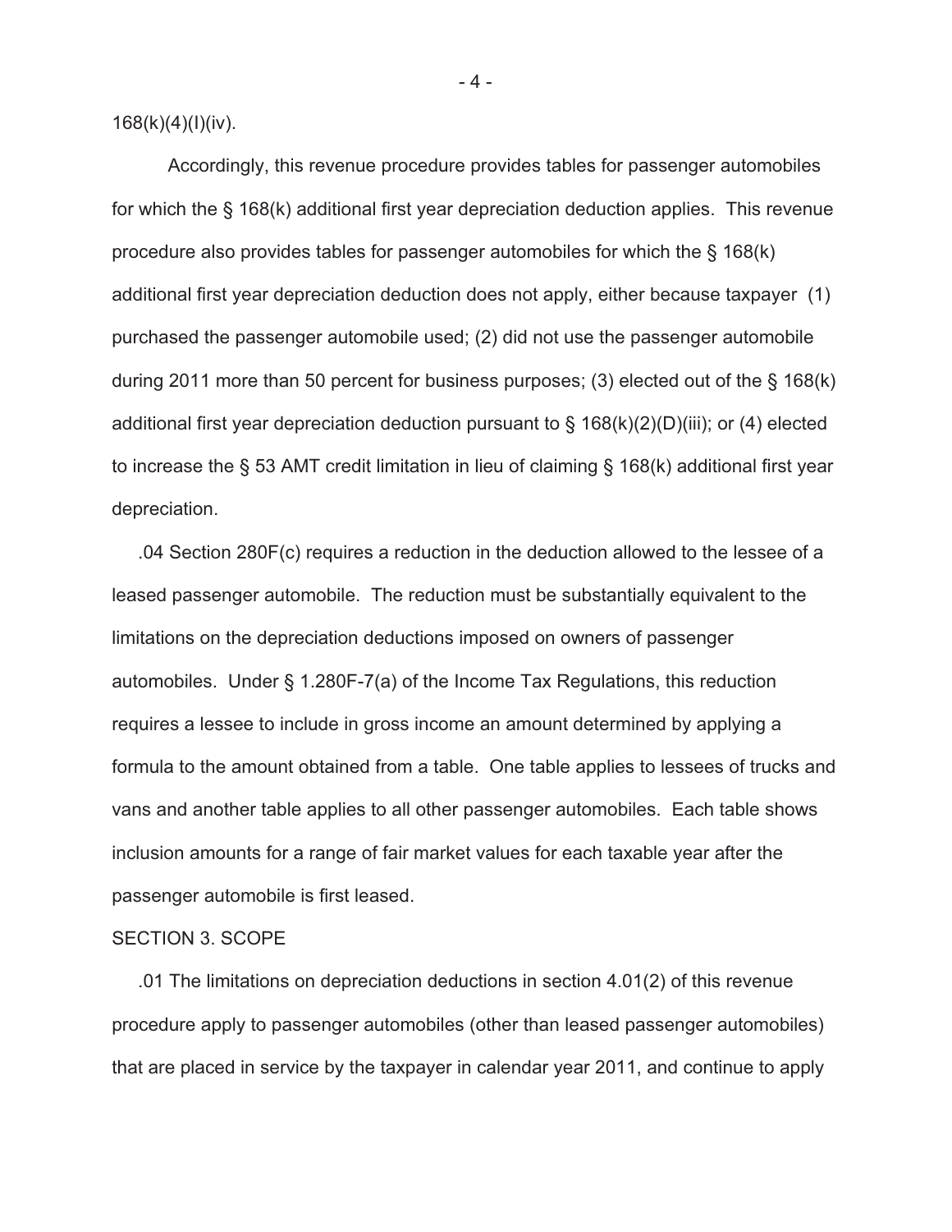168(k)(4)(I)(iv).

Accordingly, this revenue procedure provides tables for passenger automobiles for which the § 168(k) additional first year depreciation deduction applies. This revenue procedure also provides tables for passenger automobiles for which the § 168(k) additional first year depreciation deduction does not apply, either because taxpayer (1) purchased the passenger automobile used; (2) did not use the passenger automobile during 2011 more than 50 percent for business purposes; (3) elected out of the § 168(k) additional first year depreciation deduction pursuant to § 168(k)(2)(D)(iii); or (4) elected to increase the § 53 AMT credit limitation in lieu of claiming § 168(k) additional first year depreciation.

.04 Section 280F(c) requires a reduction in the deduction allowed to the lessee of a leased passenger automobile. The reduction must be substantially equivalent to the limitations on the depreciation deductions imposed on owners of passenger automobiles. Under § 1.280F-7(a) of the Income Tax Regulations, this reduction requires a lessee to include in gross income an amount determined by applying a formula to the amount obtained from a table. One table applies to lessees of trucks and vans and another table applies to all other passenger automobiles. Each table shows inclusion amounts for a range of fair market values for each taxable year after the passenger automobile is first leased.

SECTION 3. SCOPE

.01 The limitations on depreciation deductions in section 4.01(2) of this revenue procedure apply to passenger automobiles (other than leased passenger automobiles) that are placed in service by the taxpayer in calendar year 2011, and continue to apply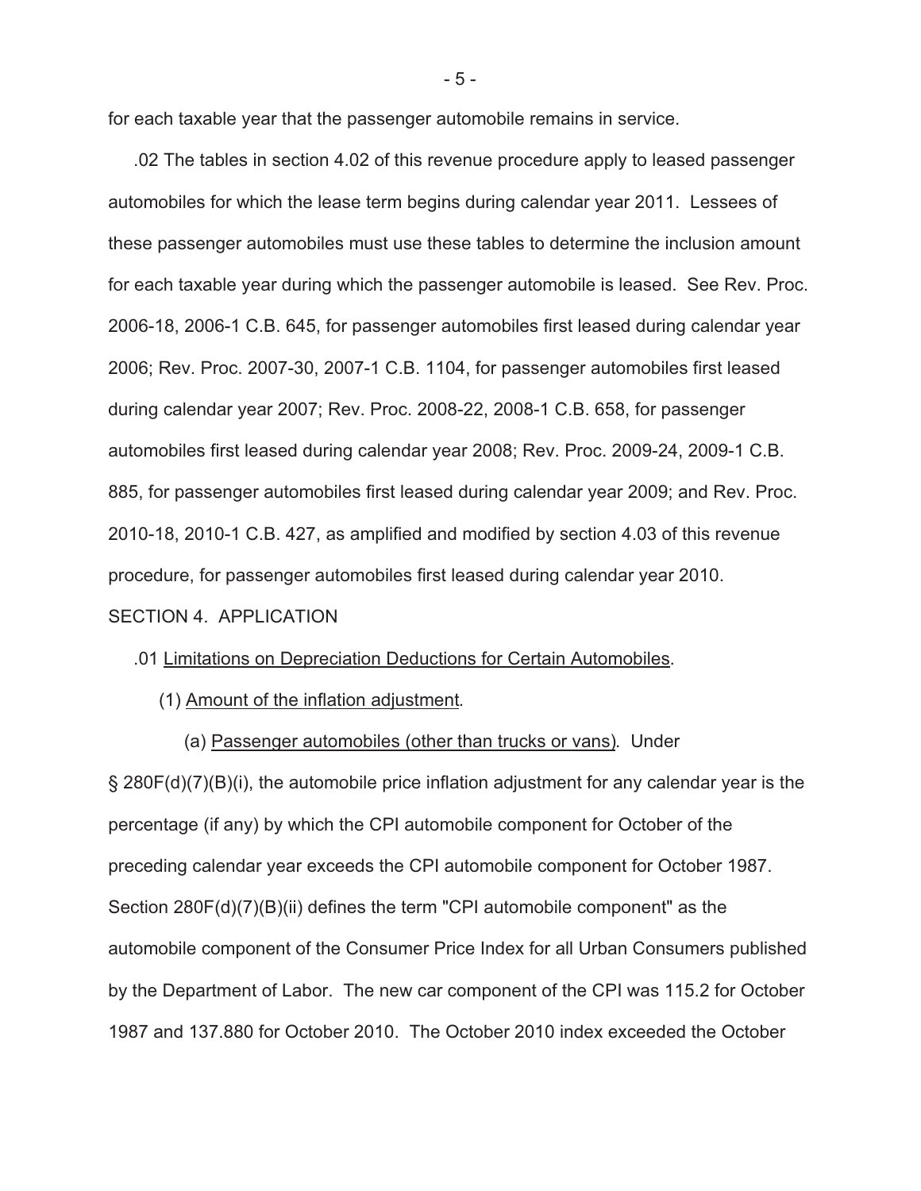for each taxable year that the passenger automobile remains in service.

.02 The tables in section 4.02 of this revenue procedure apply to leased passenger automobiles for which the lease term begins during calendar year 2011. Lessees of these passenger automobiles must use these tables to determine the inclusion amount for each taxable year during which the passenger automobile is leased. See Rev. Proc. 2006-18, 2006-1 C.B. 645, for passenger automobiles first leased during calendar year 2006; Rev. Proc. 2007-30, 2007-1 C.B. 1104, for passenger automobiles first leased during calendar year 2007; Rev. Proc. 2008-22, 2008-1 C.B. 658, for passenger automobiles first leased during calendar year 2008; Rev. Proc. 2009-24, 2009-1 C.B. 885, for passenger automobiles first leased during calendar year 2009; and Rev. Proc. 2010-18, 2010-1 C.B. 427, as amplified and modified by section 4.03 of this revenue procedure, for passenger automobiles first leased during calendar year 2010.

SECTION 4. APPLICATION

.01 Limitations on Depreciation Deductions for Certain Automobiles.

(1) Amount of the inflation adjustment.

(a) Passenger automobiles (other than trucks or vans). Under § 280F(d)(7)(B)(i), the automobile price inflation adjustment for any calendar year is the percentage (if any) by which the CPI automobile component for October of the preceding calendar year exceeds the CPI automobile component for October 1987. Section 280F(d)(7)(B)(ii) defines the term "CPI automobile component" as the automobile component of the Consumer Price Index for all Urban Consumers published by the Department of Labor. The new car component of the CPI was 115.2 for October 1987 and 137.880 for October 2010. The October 2010 index exceeded the October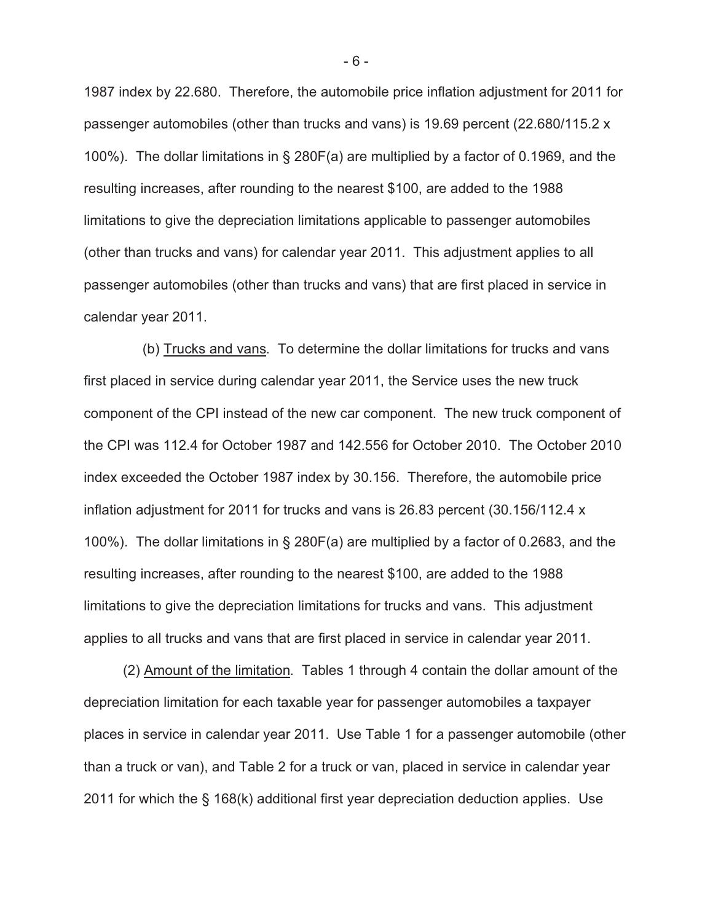1987 index by 22.680. Therefore, the automobile price inflation adjustment for 2011 for passenger automobiles (other than trucks and vans) is 19.69 percent (22.680/115.2 x 100%). The dollar limitations in § 280F(a) are multiplied by a factor of 0.1969, and the resulting increases, after rounding to the nearest $100, are added to the 1988 limitations to give the depreciation limitations applicable to passenger automobiles (other than trucks and vans) for calendar year 2011. This adjustment applies to all passenger automobiles (other than trucks and vans) that are first placed in service in calendar year 2011.

(b) Trucks and vans. To determine the dollar limitations for trucks and vans first placed in service during calendar year 2011, the Service uses the new truck component of the CPI instead of the new car component. The new truck component of the CPI was 112.4 for October 1987 and 142.556 for October 2010. The October 2010 index exceeded the October 1987 index by 30.156. Therefore, the automobile price inflation adjustment for 2011 for trucks and vans is 26.83 percent (30.156/112.4 x 100%). The dollar limitations in § 280F(a) are multiplied by a factor of 0.2683, and the resulting increases, after rounding to the nearest $100, are added to the 1988 limitations to give the depreciation limitations for trucks and vans. This adjustment applies to all trucks and vans that are first placed in service in calendar year 2011.

(2) Amount of the limitation. Tables 1 through 4 contain the dollar amount of the depreciation limitation for each taxable year for passenger automobiles a taxpayer places in service in calendar year 2011. Use Table 1 for a passenger automobile (other than a truck or van), and Table 2 for a truck or van, placed in service in calendar year 2011 for which the § 168(k) additional first year depreciation deduction applies. Use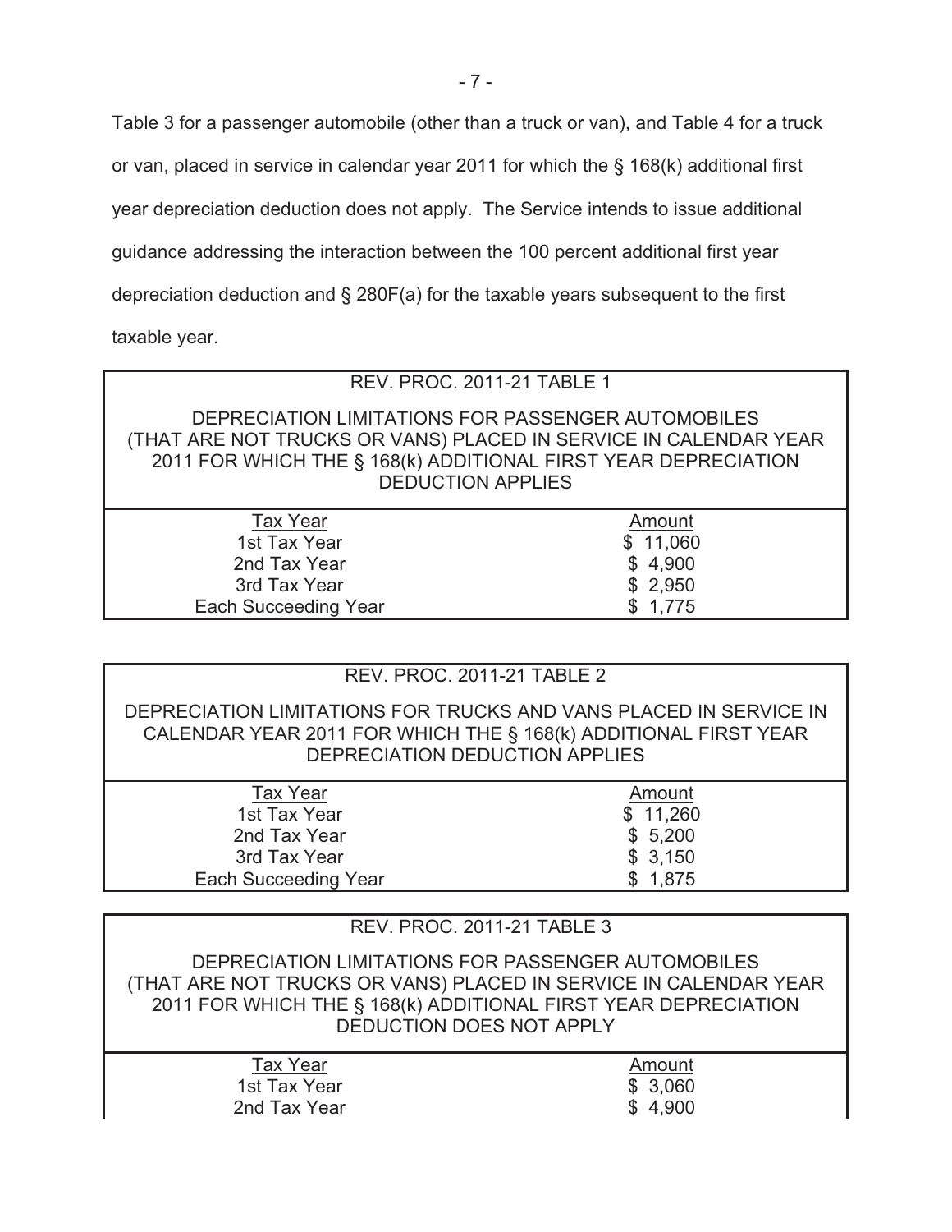Table 3 for a passenger automobile (other than a truck or van), and Table 4 for a truck or van, placed in service in calendar year 2011 for which the § 168(k) additional first year depreciation deduction does not apply. The Service intends to issue additional guidance addressing the interaction between the 100 percent additional first year depreciation deduction and § 280F(a) for the taxable years subsequent to the first taxable year.

REV. PROC. 2011-21 TABLE 1

DEPRECIATION LIMITATIONS FOR PASSENGER AUTOMOBILES (THAT ARE NOT TRUCKS OR VANS) PLACED IN SERVICE IN CALENDAR YEAR 2011 FOR WHICH THE § 168(k) ADDITIONAL FIRST YEAR DEPRECIATION DEDUCTION APPLIES

| Tax Year | Amount |
|---|---|
| 1st Tax Year | $ 11,060 |
| 2nd Tax Year | $ 4,900 |
| 3rd Tax Year | $ 2,950 |
| Each Succeeding Year | $ 1,775 |

REV. PROC. 2011-21 TABLE 2

DEPRECIATION LIMITATIONS FOR TRUCKS AND VANS PLACED IN SERVICE IN CALENDAR YEAR 2011 FOR WHICH THE § 168(k) ADDITIONAL FIRST YEAR DEPRECIATION DEDUCTION APPLIES

| Tax Year | Amount |
|---|---|
| 1st Tax Year | $ 11,260 |
| 2nd Tax Year | $ 5,200 |
| 3rd Tax Year | $ 3,150 |
| Each Succeeding Year | $ 1,875 |

REV. PROC. 2011-21 TABLE 3

DEPRECIATION LIMITATIONS FOR PASSENGER AUTOMOBILES (THAT ARE NOT TRUCKS OR VANS) PLACED IN SERVICE IN CALENDAR YEAR 2011 FOR WHICH THE § 168(k) ADDITIONAL FIRST YEAR DEPRECIATION DEDUCTION DOES NOT APPLY

| Tax Year | Amount |
|---|---|
| 1st Tax Year | $ 3,060 |
| 2nd Tax Year | $ 4,900 |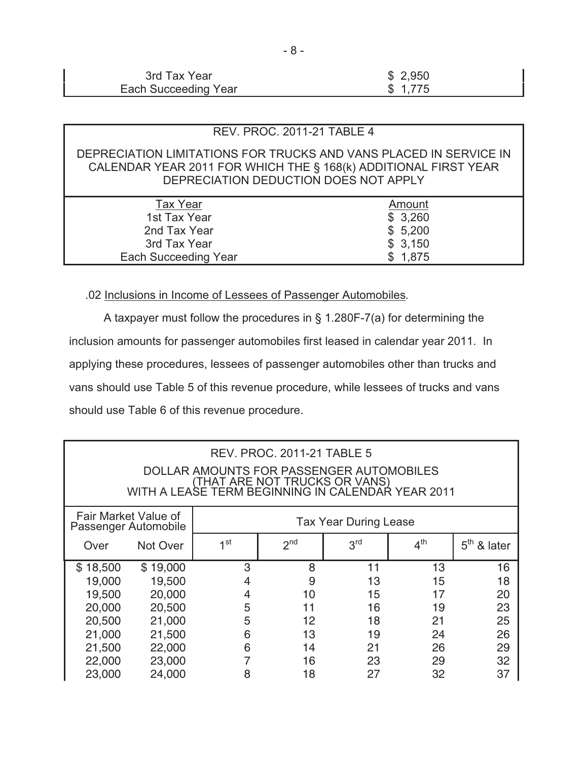| | |
|---|---|
| 3rd Tax Year | $ 2,950 |
| Each Succeeding Year | $ 1,775 |

REV. PROC. 2011-21 TABLE 4

DEPRECIATION LIMITATIONS FOR TRUCKS AND VANS PLACED IN SERVICE IN CALENDAR YEAR 2011 FOR WHICH THE § 168(k) ADDITIONAL FIRST YEAR DEPRECIATION DEDUCTION DOES NOT APPLY

| Tax Year | Amount |
|---|---|
| 1st Tax Year | $ 3,260 |
| 2nd Tax Year | $ 5,200 |
| 3rd Tax Year | $ 3,150 |
| Each Succeeding Year | $ 1,875 |

.02 Inclusions in Income of Lessees of Passenger Automobiles.

A taxpayer must follow the procedures in § 1.280F-7(a) for determining the inclusion amounts for passenger automobiles first leased in calendar year 2011. In applying these procedures, lessees of passenger automobiles other than trucks and vans should use Table 5 of this revenue procedure, while lessees of trucks and vans should use Table 6 of this revenue procedure.

REV. PROC. 2011-21 TABLE 5

DOLLAR AMOUNTS FOR PASSENGER AUTOMOBILES (THAT ARE NOT TRUCKS OR VANS) WITH A LEASE TERM BEGINNING IN CALENDAR YEAR 2011

| Fair Market Value of Passenger Automobile | | Tax Year During Lease | | | | |
|---|---|---|---|---|---|---|
| Over | Not Over | 1st | 2nd | 3rd | 4th | 5th & later |
| $ 18,500 | $ 19,000 | 3 | 8 | 11 | 13 | 16 |
| 19,000 | 19,500 | 4 | 9 | 13 | 15 | 18 |
| 19,500 | 20,000 | 4 | 10 | 15 | 17 | 20 |
| 20,000 | 20,500 | 5 | 11 | 16 | 19 | 23 |
| 20,500 | 21,000 | 5 | 12 | 18 | 21 | 25 |
| 21,000 | 21,500 | 6 | 13 | 19 | 24 | 26 |
| 21,500 | 22,000 | 6 | 14 | 21 | 26 | 29 |
| 22,000 | 23,000 | 7 | 16 | 23 | 29 | 32 |
| 23,000 | 24,000 | 8 | 18 | 27 | 32 | 37 |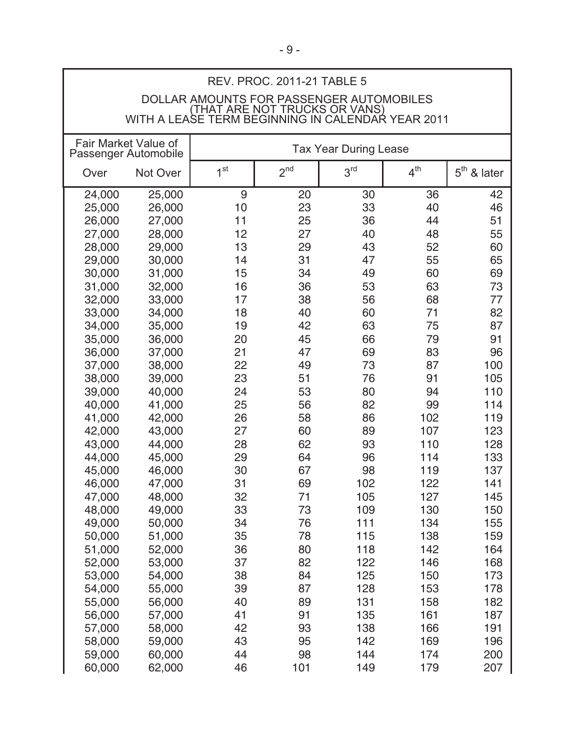REV. PROC. 2011-21 TABLE 5

DOLLAR AMOUNTS FOR PASSENGER AUTOMOBILES (THAT ARE NOT TRUCKS OR VANS) WITH A LEASE TERM BEGINNING IN CALENDAR YEAR 2011

| Fair Market Value of Passenger Automobile | | Tax Year During Lease | | | | |
|---|---|---|---|---|---|---|
| Over | Not Over | 1st | 2nd | 3rd | 4th | 5th & later |
| 24,000 | 25,000 | 9 | 20 | 30 | 36 | 42 |
| 25,000 | 26,000 | 10 | 23 | 33 | 40 | 46 |
| 26,000 | 27,000 | 11 | 25 | 36 | 44 | 51 |
| 27,000 | 28,000 | 12 | 27 | 40 | 48 | 55 |
| 28,000 | 29,000 | 13 | 29 | 43 | 52 | 60 |
| 29,000 | 30,000 | 14 | 31 | 47 | 55 | 65 |
| 30,000 | 31,000 | 15 | 34 | 49 | 60 | 69 |
| 31,000 | 32,000 | 16 | 36 | 53 | 63 | 73 |
| 32,000 | 33,000 | 17 | 38 | 56 | 68 | 77 |
| 33,000 | 34,000 | 18 | 40 | 60 | 71 | 82 |
| 34,000 | 35,000 | 19 | 42 | 63 | 75 | 87 |
| 35,000 | 36,000 | 20 | 45 | 66 | 79 | 91 |
| 36,000 | 37,000 | 21 | 47 | 69 | 83 | 96 |
| 37,000 | 38,000 | 22 | 49 | 73 | 87 | 100 |
| 38,000 | 39,000 | 23 | 51 | 76 | 91 | 105 |
| 39,000 | 40,000 | 24 | 53 | 80 | 94 | 110 |
| 40,000 | 41,000 | 25 | 56 | 82 | 99 | 114 |
| 41,000 | 42,000 | 26 | 58 | 86 | 102 | 119 |
| 42,000 | 43,000 | 27 | 60 | 89 | 107 | 123 |
| 43,000 | 44,000 | 28 | 62 | 93 | 110 | 128 |
| 44,000 | 45,000 | 29 | 64 | 96 | 114 | 133 |
| 45,000 | 46,000 | 30 | 67 | 98 | 119 | 137 |
| 46,000 | 47,000 | 31 | 69 | 102 | 122 | 141 |
| 47,000 | 48,000 | 32 | 71 | 105 | 127 | 145 |
| 48,000 | 49,000 | 33 | 73 | 109 | 130 | 150 |
| 49,000 | 50,000 | 34 | 76 | 111 | 134 | 155 |
| 50,000 | 51,000 | 35 | 78 | 115 | 138 | 159 |
| 51,000 | 52,000 | 36 | 80 | 118 | 142 | 164 |
| 52,000 | 53,000 | 37 | 82 | 122 | 146 | 168 |
| 53,000 | 54,000 | 38 | 84 | 125 | 150 | 173 |
| 54,000 | 55,000 | 39 | 87 | 128 | 153 | 178 |
| 55,000 | 56,000 | 40 | 89 | 131 | 158 | 182 |
| 56,000 | 57,000 | 41 | 91 | 135 | 161 | 187 |
| 57,000 | 58,000 | 42 | 93 | 138 | 166 | 191 |
| 58,000 | 59,000 | 43 | 95 | 142 | 169 | 196 |
| 59,000 | 60,000 | 44 | 98 | 144 | 174 | 200 |
| 60,000 | 62,000 | 46 | 101 | 149 | 179 | 207 |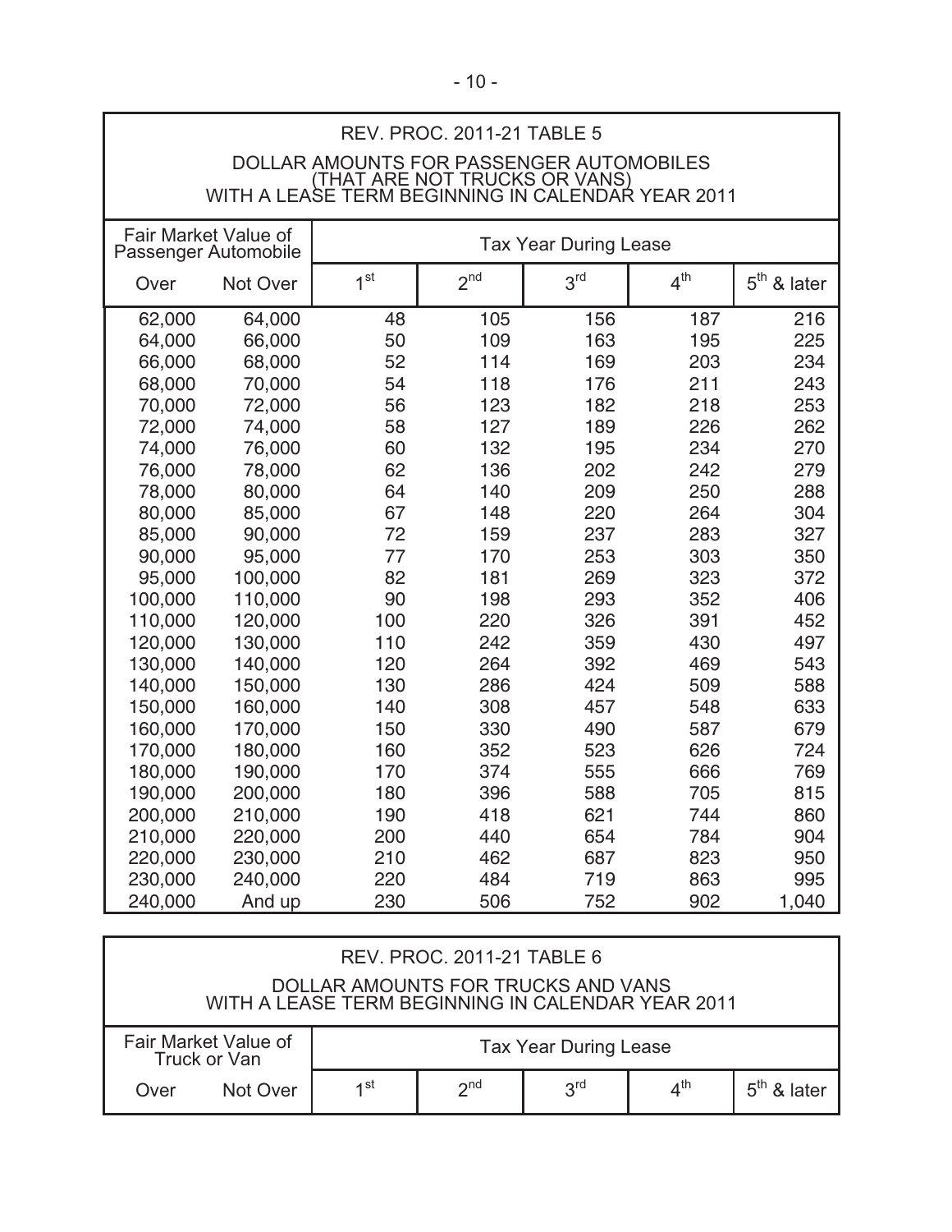REV. PROC. 2011-21 TABLE 5

DOLLAR AMOUNTS FOR PASSENGER AUTOMOBILES (THAT ARE NOT TRUCKS OR VANS) WITH A LEASE TERM BEGINNING IN CALENDAR YEAR 2011

| Fair Market Value of Passenger Automobile | | Tax Year During Lease | | | | |
|---|---|---|---|---|---|---|
| Over | Not Over | 1st | 2nd | 3rd | 4th | 5th & later |
| 62,000 | 64,000 | 48 | 105 | 156 | 187 | 216 |
| 64,000 | 66,000 | 50 | 109 | 163 | 195 | 225 |
| 66,000 | 68,000 | 52 | 114 | 169 | 203 | 234 |
| 68,000 | 70,000 | 54 | 118 | 176 | 211 | 243 |
| 70,000 | 72,000 | 56 | 123 | 182 | 218 | 253 |
| 72,000 | 74,000 | 58 | 127 | 189 | 226 | 262 |
| 74,000 | 76,000 | 60 | 132 | 195 | 234 | 270 |
| 76,000 | 78,000 | 62 | 136 | 202 | 242 | 279 |
| 78,000 | 80,000 | 64 | 140 | 209 | 250 | 288 |
| 80,000 | 85,000 | 67 | 148 | 220 | 264 | 304 |
| 85,000 | 90,000 | 72 | 159 | 237 | 283 | 327 |
| 90,000 | 95,000 | 77 | 170 | 253 | 303 | 350 |
| 95,000 | 100,000 | 82 | 181 | 269 | 323 | 372 |
| 100,000 | 110,000 | 90 | 198 | 293 | 352 | 406 |
| 110,000 | 120,000 | 100 | 220 | 326 | 391 | 452 |
| 120,000 | 130,000 | 110 | 242 | 359 | 430 | 497 |
| 130,000 | 140,000 | 120 | 264 | 392 | 469 | 543 |
| 140,000 | 150,000 | 130 | 286 | 424 | 509 | 588 |
| 150,000 | 160,000 | 140 | 308 | 457 | 548 | 633 |
| 160,000 | 170,000 | 150 | 330 | 490 | 587 | 679 |
| 170,000 | 180,000 | 160 | 352 | 523 | 626 | 724 |
| 180,000 | 190,000 | 170 | 374 | 555 | 666 | 769 |
| 190,000 | 200,000 | 180 | 396 | 588 | 705 | 815 |
| 200,000 | 210,000 | 190 | 418 | 621 | 744 | 860 |
| 210,000 | 220,000 | 200 | 440 | 654 | 784 | 904 |
| 220,000 | 230,000 | 210 | 462 | 687 | 823 | 950 |
| 230,000 | 240,000 | 220 | 484 | 719 | 863 | 995 |
| 240,000 | And up | 230 | 506 | 752 | 902 | 1,040 |

REV. PROC. 2011-21 TABLE 6

DOLLAR AMOUNTS FOR TRUCKS AND VANS WITH A LEASE TERM BEGINNING IN CALENDAR YEAR 2011

| Fair Market Value of Truck or Van | | Tax Year During Lease | | | | |
|---|---|---|---|---|---|---|
| Over | Not Over | 1st | 2nd | 3rd | 4th | 5th & later |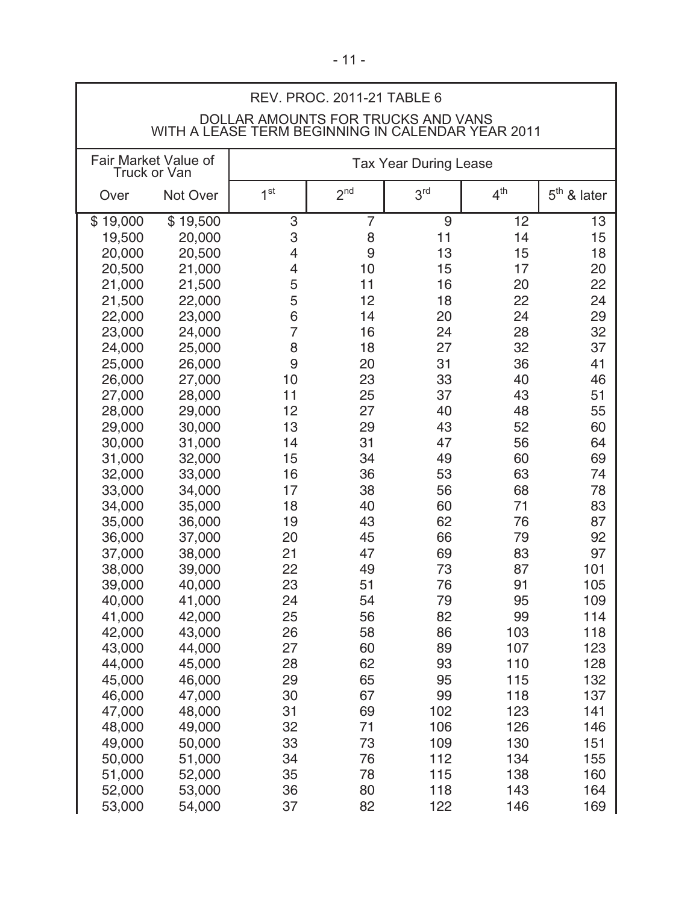## REV. PROC. 2011-21 TABLE 6

### DOLLAR AMOUNTS FOR TRUCKS AND VANS WITH A LEASE TERM BEGINNING IN CALENDAR YEAR 2011

| Fair Market Value of Truck or Van | | Tax Year During Lease | | | | |
|---|---|---|---|---|---|---|
| Over | Not Over | 1st | 2nd | 3rd | 4th | 5th & later |
| $ 19,000 | $ 19,500 | 3 | 7 | 9 | 12 | 13 |
| 19,500 | 20,000 | 3 | 8 | 11 | 14 | 15 |
| 20,000 | 20,500 | 4 | 9 | 13 | 15 | 18 |
| 20,500 | 21,000 | 4 | 10 | 15 | 17 | 20 |
| 21,000 | 21,500 | 5 | 11 | 16 | 20 | 22 |
| 21,500 | 22,000 | 5 | 12 | 18 | 22 | 24 |
| 22,000 | 23,000 | 6 | 14 | 20 | 24 | 29 |
| 23,000 | 24,000 | 7 | 16 | 24 | 28 | 32 |
| 24,000 | 25,000 | 8 | 18 | 27 | 32 | 37 |
| 25,000 | 26,000 | 9 | 20 | 31 | 36 | 41 |
| 26,000 | 27,000 | 10 | 23 | 33 | 40 | 46 |
| 27,000 | 28,000 | 11 | 25 | 37 | 43 | 51 |
| 28,000 | 29,000 | 12 | 27 | 40 | 48 | 55 |
| 29,000 | 30,000 | 13 | 29 | 43 | 52 | 60 |
| 30,000 | 31,000 | 14 | 31 | 47 | 56 | 64 |
| 31,000 | 32,000 | 15 | 34 | 49 | 60 | 69 |
| 32,000 | 33,000 | 16 | 36 | 53 | 63 | 74 |
| 33,000 | 34,000 | 17 | 38 | 56 | 68 | 78 |
| 34,000 | 35,000 | 18 | 40 | 60 | 71 | 83 |
| 35,000 | 36,000 | 19 | 43 | 62 | 76 | 87 |
| 36,000 | 37,000 | 20 | 45 | 66 | 79 | 92 |
| 37,000 | 38,000 | 21 | 47 | 69 | 83 | 97 |
| 38,000 | 39,000 | 22 | 49 | 73 | 87 | 101 |
| 39,000 | 40,000 | 23 | 51 | 76 | 91 | 105 |
| 40,000 | 41,000 | 24 | 54 | 79 | 95 | 109 |
| 41,000 | 42,000 | 25 | 56 | 82 | 99 | 114 |
| 42,000 | 43,000 | 26 | 58 | 86 | 103 | 118 |
| 43,000 | 44,000 | 27 | 60 | 89 | 107 | 123 |
| 44,000 | 45,000 | 28 | 62 | 93 | 110 | 128 |
| 45,000 | 46,000 | 29 | 65 | 95 | 115 | 132 |
| 46,000 | 47,000 | 30 | 67 | 99 | 118 | 137 |
| 47,000 | 48,000 | 31 | 69 | 102 | 123 | 141 |
| 48,000 | 49,000 | 32 | 71 | 106 | 126 | 146 |
| 49,000 | 50,000 | 33 | 73 | 109 | 130 | 151 |
| 50,000 | 51,000 | 34 | 76 | 112 | 134 | 155 |
| 51,000 | 52,000 | 35 | 78 | 115 | 138 | 160 |
| 52,000 | 53,000 | 36 | 80 | 118 | 143 | 164 |
| 53,000 | 54,000 | 37 | 82 | 122 | 146 | 169 |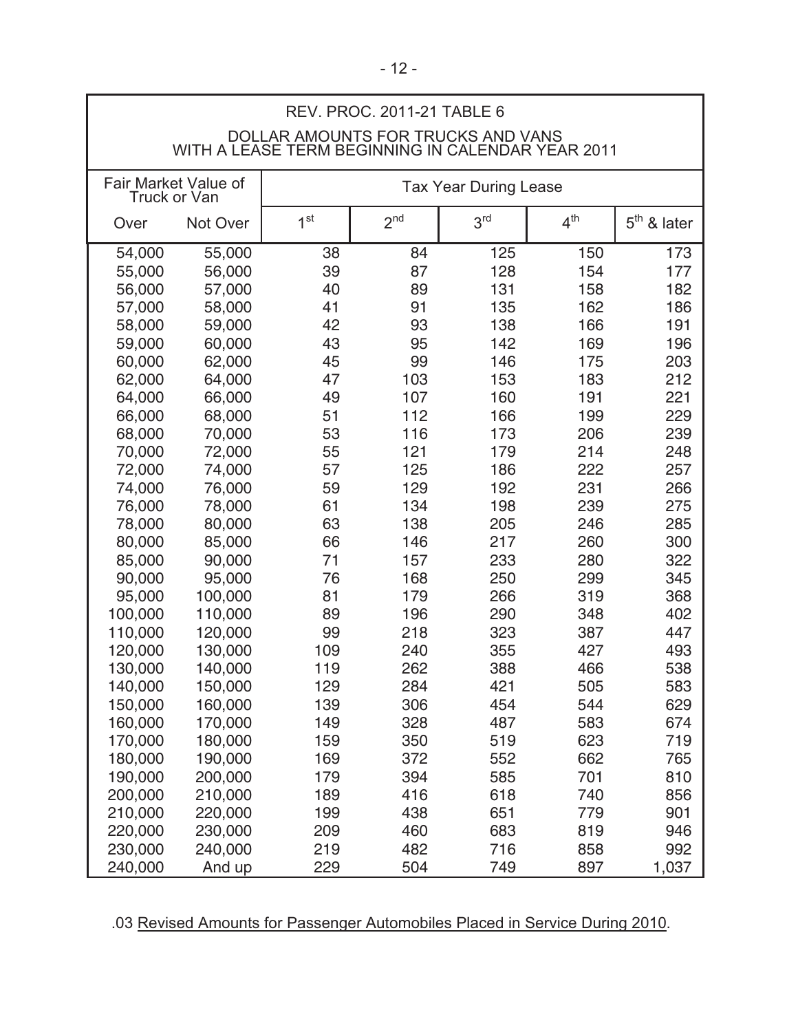REV. PROC. 2011-21 TABLE 6

DOLLAR AMOUNTS FOR TRUCKS AND VANS
WITH A LEASE TERM BEGINNING IN CALENDAR YEAR 2011

| Fair Market Value of Truck or Van | | Tax Year During Lease | | | | |
|---|---|---|---|---|---|---|
| Over | Not Over | 1st | 2nd | 3rd | 4th | 5th & later |
| 54,000 | 55,000 | 38 | 84 | 125 | 150 | 173 |
| 55,000 | 56,000 | 39 | 87 | 128 | 154 | 177 |
| 56,000 | 57,000 | 40 | 89 | 131 | 158 | 182 |
| 57,000 | 58,000 | 41 | 91 | 135 | 162 | 186 |
| 58,000 | 59,000 | 42 | 93 | 138 | 166 | 191 |
| 59,000 | 60,000 | 43 | 95 | 142 | 169 | 196 |
| 60,000 | 62,000 | 45 | 99 | 146 | 175 | 203 |
| 62,000 | 64,000 | 47 | 103 | 153 | 183 | 212 |
| 64,000 | 66,000 | 49 | 107 | 160 | 191 | 221 |
| 66,000 | 68,000 | 51 | 112 | 166 | 199 | 229 |
| 68,000 | 70,000 | 53 | 116 | 173 | 206 | 239 |
| 70,000 | 72,000 | 55 | 121 | 179 | 214 | 248 |
| 72,000 | 74,000 | 57 | 125 | 186 | 222 | 257 |
| 74,000 | 76,000 | 59 | 129 | 192 | 231 | 266 |
| 76,000 | 78,000 | 61 | 134 | 198 | 239 | 275 |
| 78,000 | 80,000 | 63 | 138 | 205 | 246 | 285 |
| 80,000 | 85,000 | 66 | 146 | 217 | 260 | 300 |
| 85,000 | 90,000 | 71 | 157 | 233 | 280 | 322 |
| 90,000 | 95,000 | 76 | 168 | 250 | 299 | 345 |
| 95,000 | 100,000 | 81 | 179 | 266 | 319 | 368 |
| 100,000 | 110,000 | 89 | 196 | 290 | 348 | 402 |
| 110,000 | 120,000 | 99 | 218 | 323 | 387 | 447 |
| 120,000 | 130,000 | 109 | 240 | 355 | 427 | 493 |
| 130,000 | 140,000 | 119 | 262 | 388 | 466 | 538 |
| 140,000 | 150,000 | 129 | 284 | 421 | 505 | 583 |
| 150,000 | 160,000 | 139 | 306 | 454 | 544 | 629 |
| 160,000 | 170,000 | 149 | 328 | 487 | 583 | 674 |
| 170,000 | 180,000 | 159 | 350 | 519 | 623 | 719 |
| 180,000 | 190,000 | 169 | 372 | 552 | 662 | 765 |
| 190,000 | 200,000 | 179 | 394 | 585 | 701 | 810 |
| 200,000 | 210,000 | 189 | 416 | 618 | 740 | 856 |
| 210,000 | 220,000 | 199 | 438 | 651 | 779 | 901 |
| 220,000 | 230,000 | 209 | 460 | 683 | 819 | 946 |
| 230,000 | 240,000 | 219 | 482 | 716 | 858 | 992 |
| 240,000 | And up | 229 | 504 | 749 | 897 | 1,037 |

.03 Revised Amounts for Passenger Automobiles Placed in Service During 2010.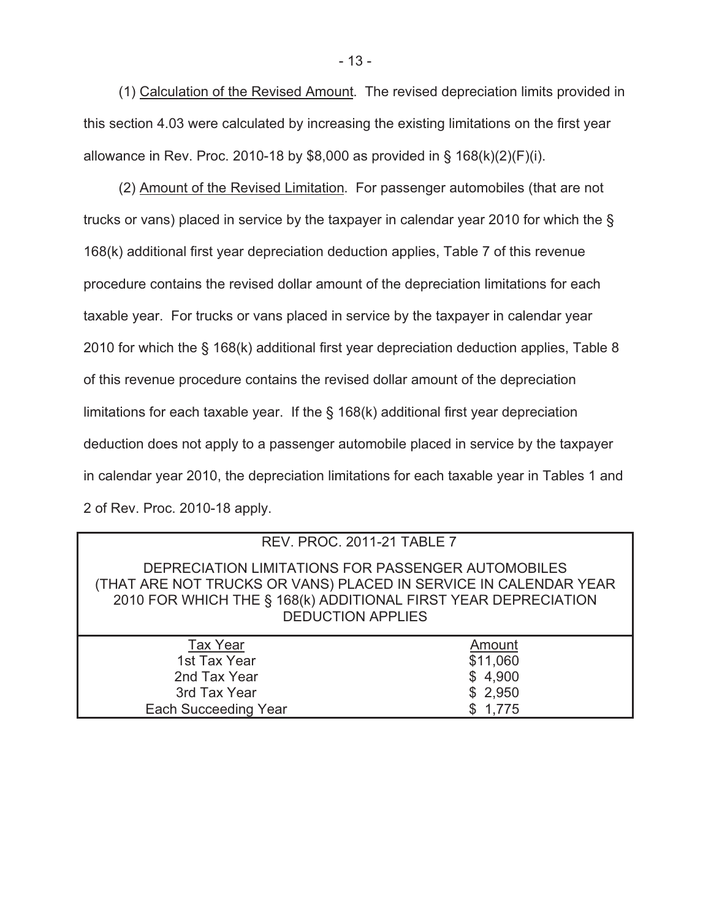(1) Calculation of the Revised Amount. The revised depreciation limits provided in this section 4.03 were calculated by increasing the existing limitations on the first year allowance in Rev. Proc. 2010-18 by $8,000 as provided in § 168(k)(2)(F)(i).

(2) Amount of the Revised Limitation. For passenger automobiles (that are not trucks or vans) placed in service by the taxpayer in calendar year 2010 for which the § 168(k) additional first year depreciation deduction applies, Table 7 of this revenue procedure contains the revised dollar amount of the depreciation limitations for each taxable year. For trucks or vans placed in service by the taxpayer in calendar year 2010 for which the § 168(k) additional first year depreciation deduction applies, Table 8 of this revenue procedure contains the revised dollar amount of the depreciation limitations for each taxable year. If the § 168(k) additional first year depreciation deduction does not apply to a passenger automobile placed in service by the taxpayer in calendar year 2010, the depreciation limitations for each taxable year in Tables 1 and 2 of Rev. Proc. 2010-18 apply.

REV. PROC. 2011-21 TABLE 7

DEPRECIATION LIMITATIONS FOR PASSENGER AUTOMOBILES (THAT ARE NOT TRUCKS OR VANS) PLACED IN SERVICE IN CALENDAR YEAR 2010 FOR WHICH THE § 168(k) ADDITIONAL FIRST YEAR DEPRECIATION DEDUCTION APPLIES

| Tax Year | Amount |
|---|---|
| 1st Tax Year | $11,060 |
| 2nd Tax Year | $ 4,900 |
| 3rd Tax Year | $ 2,950 |
| Each Succeeding Year | $ 1,775 |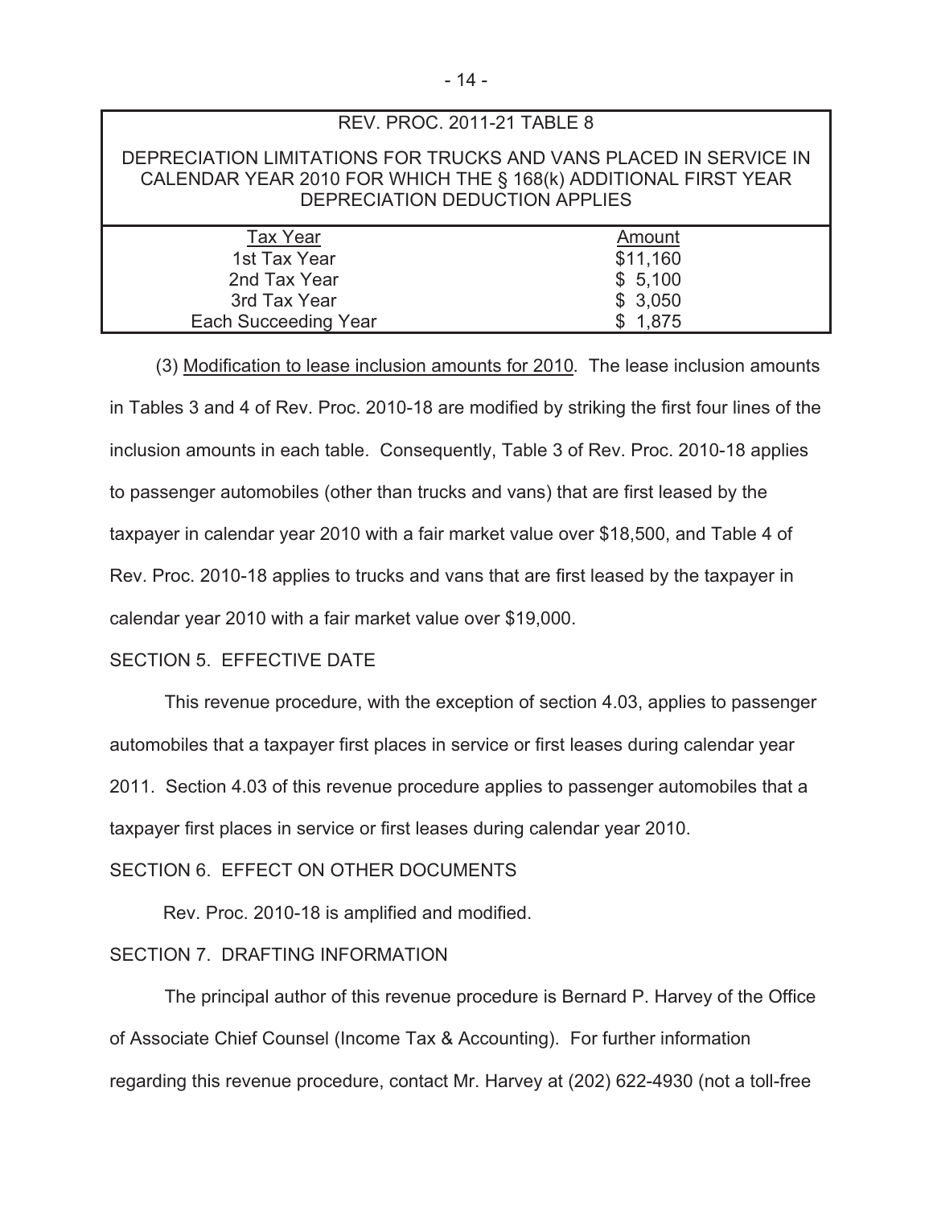REV. PROC. 2011-21 TABLE 8

DEPRECIATION LIMITATIONS FOR TRUCKS AND VANS PLACED IN SERVICE IN CALENDAR YEAR 2010 FOR WHICH THE § 168(k) ADDITIONAL FIRST YEAR DEPRECIATION DEDUCTION APPLIES

| Tax Year | Amount |
|---|---|
| 1st Tax Year | $11,160 |
| 2nd Tax Year | $ 5,100 |
| 3rd Tax Year | $ 3,050 |
| Each Succeeding Year | $ 1,875 |

(3) Modification to lease inclusion amounts for 2010. The lease inclusion amounts in Tables 3 and 4 of Rev. Proc. 2010-18 are modified by striking the first four lines of the inclusion amounts in each table. Consequently, Table 3 of Rev. Proc. 2010-18 applies to passenger automobiles (other than trucks and vans) that are first leased by the taxpayer in calendar year 2010 with a fair market value over $18,500, and Table 4 of Rev. Proc. 2010-18 applies to trucks and vans that are first leased by the taxpayer in calendar year 2010 with a fair market value over $19,000.

SECTION 5. EFFECTIVE DATE

This revenue procedure, with the exception of section 4.03, applies to passenger automobiles that a taxpayer first places in service or first leases during calendar year 2011. Section 4.03 of this revenue procedure applies to passenger automobiles that a taxpayer first places in service or first leases during calendar year 2010.

SECTION 6. EFFECT ON OTHER DOCUMENTS

Rev. Proc. 2010-18 is amplified and modified.

SECTION 7. DRAFTING INFORMATION

The principal author of this revenue procedure is Bernard P. Harvey of the Office of Associate Chief Counsel (Income Tax & Accounting). For further information regarding this revenue procedure, contact Mr. Harvey at (202) 622-4930 (not a toll-free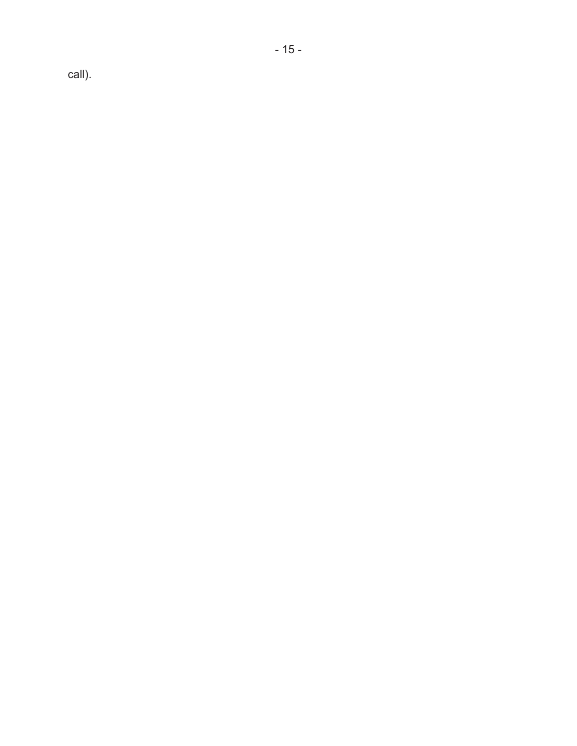call).